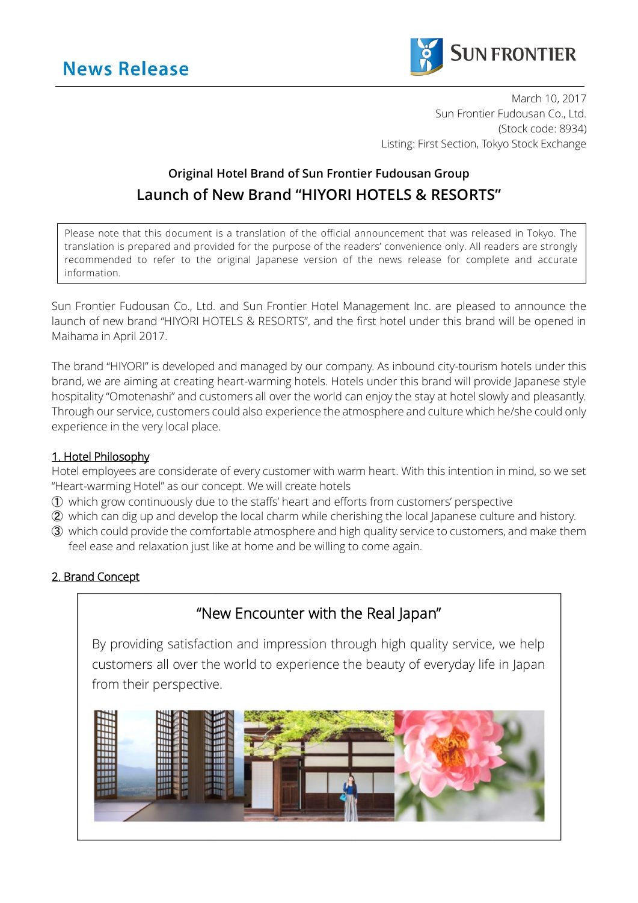# News Release

SUN FRONTIER

March 10, 2017
Sun Frontier Fudousan Co., Ltd.
(Stock code: 8934)
Listing: First Section, Tokyo Stock Exchange

## Original Hotel Brand of Sun Frontier Fudousan Group
## Launch of New Brand "HIYORI HOTELS & RESORTS"

> Please note that this document is a translation of the official announcement that was released in Tokyo. The translation is prepared and provided for the purpose of the readers' convenience only. All readers are strongly recommended to refer to the original Japanese version of the news release for complete and accurate information.

Sun Frontier Fudousan Co., Ltd. and Sun Frontier Hotel Management Inc. are pleased to announce the launch of new brand "HIYORI HOTELS & RESORTS", and the first hotel under this brand will be opened in Maihama in April 2017.

The brand "HIYORI" is developed and managed by our company. As inbound city-tourism hotels under this brand, we are aiming at creating heart-warming hotels. Hotels under this brand will provide Japanese style hospitality "Omotenashi" and customers all over the world can enjoy the stay at hotel slowly and pleasantly. Through our service, customers could also experience the atmosphere and culture which he/she could only experience in the very local place.

### 1. Hotel Philosophy

Hotel employees are considerate of every customer with warm heart. With this intention in mind, so we set "Heart-warming Hotel" as our concept. We will create hotels

① which grow continuously due to the staffs' heart and efforts from customers' perspective
② which can dig up and develop the local charm while cherishing the local Japanese culture and history.
③ which could provide the comfortable atmosphere and high quality service to customers, and make them feel ease and relaxation just like at home and be willing to come again.

### 2. Brand Concept

"New Encounter with the Real Japan"

By providing satisfaction and impression through high quality service, we help customers all over the world to experience the beauty of everyday life in Japan from their perspective.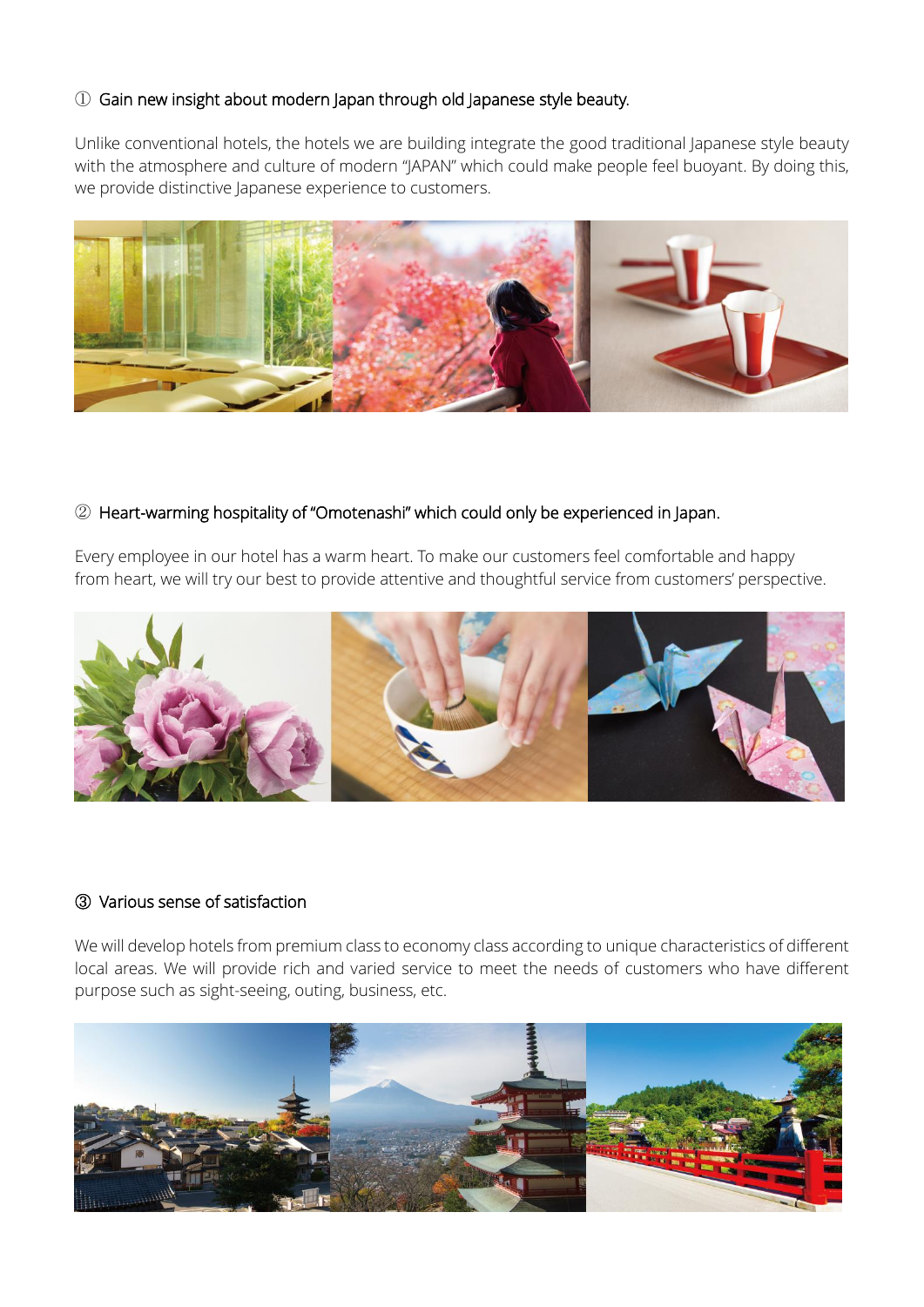## ① Gain new insight about modern Japan through old Japanese style beauty.

Unlike conventional hotels, the hotels we are building integrate the good traditional Japanese style beauty with the atmosphere and culture of modern "JAPAN" which could make people feel buoyant. By doing this, we provide distinctive Japanese experience to customers.

## ② Heart-warming hospitality of "Omotenashi" which could only be experienced in Japan.

Every employee in our hotel has a warm heart. To make our customers feel comfortable and happy from heart, we will try our best to provide attentive and thoughtful service from customers' perspective.

## ③ Various sense of satisfaction

We will develop hotels from premium class to economy class according to unique characteristics of different local areas. We will provide rich and varied service to meet the needs of customers who have different purpose such as sight-seeing, outing, business, etc.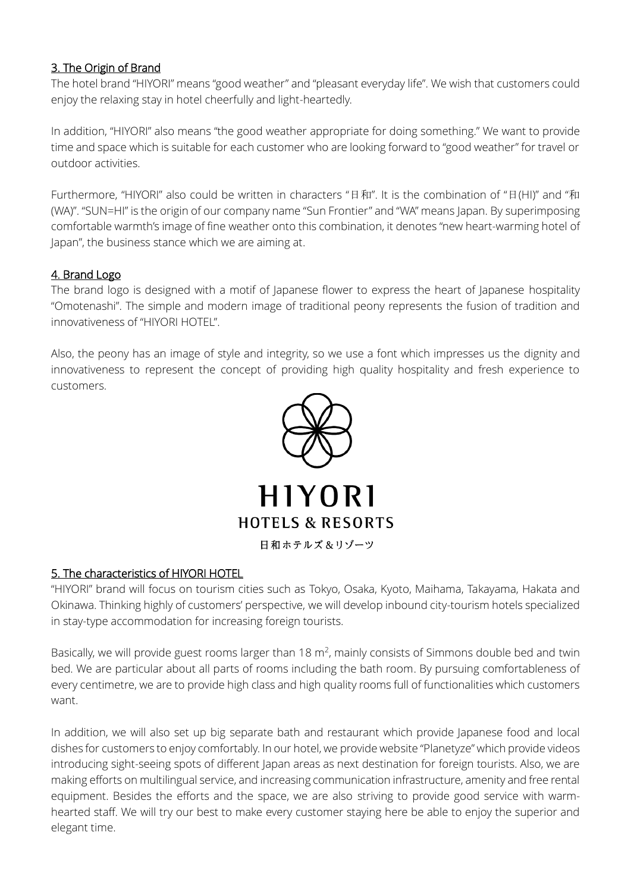## 3. The Origin of Brand

The hotel brand "HIYORI" means "good weather" and "pleasant everyday life". We wish that customers could enjoy the relaxing stay in hotel cheerfully and light-heartedly.

In addition, "HIYORI" also means "the good weather appropriate for doing something." We want to provide time and space which is suitable for each customer who are looking forward to "good weather" for travel or outdoor activities.

Furthermore, "HIYORI" also could be written in characters "日和". It is the combination of "日(HI)" and "和 (WA)". "SUN=HI" is the origin of our company name "Sun Frontier" and "WA" means Japan. By superimposing comfortable warmth's image of fine weather onto this combination, it denotes "new heart-warming hotel of Japan", the business stance which we are aiming at.

## 4. Brand Logo

The brand logo is designed with a motif of Japanese flower to express the heart of Japanese hospitality "Omotenashi". The simple and modern image of traditional peony represents the fusion of tradition and innovativeness of "HIYORI HOTEL".

Also, the peony has an image of style and integrity, so we use a font which impresses us the dignity and innovativeness to represent the concept of providing high quality hospitality and fresh experience to customers.

HIYORI
HOTELS & RESORTS
日和ホテルズ&リゾーツ

## 5. The characteristics of HIYORI HOTEL

"HIYORI" brand will focus on tourism cities such as Tokyo, Osaka, Kyoto, Maihama, Takayama, Hakata and Okinawa. Thinking highly of customers' perspective, we will develop inbound city-tourism hotels specialized in stay-type accommodation for increasing foreign tourists.

Basically, we will provide guest rooms larger than 18 $m^2$, mainly consists of Simmons double bed and twin bed. We are particular about all parts of rooms including the bath room. By pursuing comfortableness of every centimetre, we are to provide high class and high quality rooms full of functionalities which customers want.

In addition, we will also set up big separate bath and restaurant which provide Japanese food and local dishes for customers to enjoy comfortably. In our hotel, we provide website "Planetyze" which provide videos introducing sight-seeing spots of different Japan areas as next destination for foreign tourists. Also, we are making efforts on multilingual service, and increasing communication infrastructure, amenity and free rental equipment. Besides the efforts and the space, we are also striving to provide good service with warm-hearted staff. We will try our best to make every customer staying here be able to enjoy the superior and elegant time.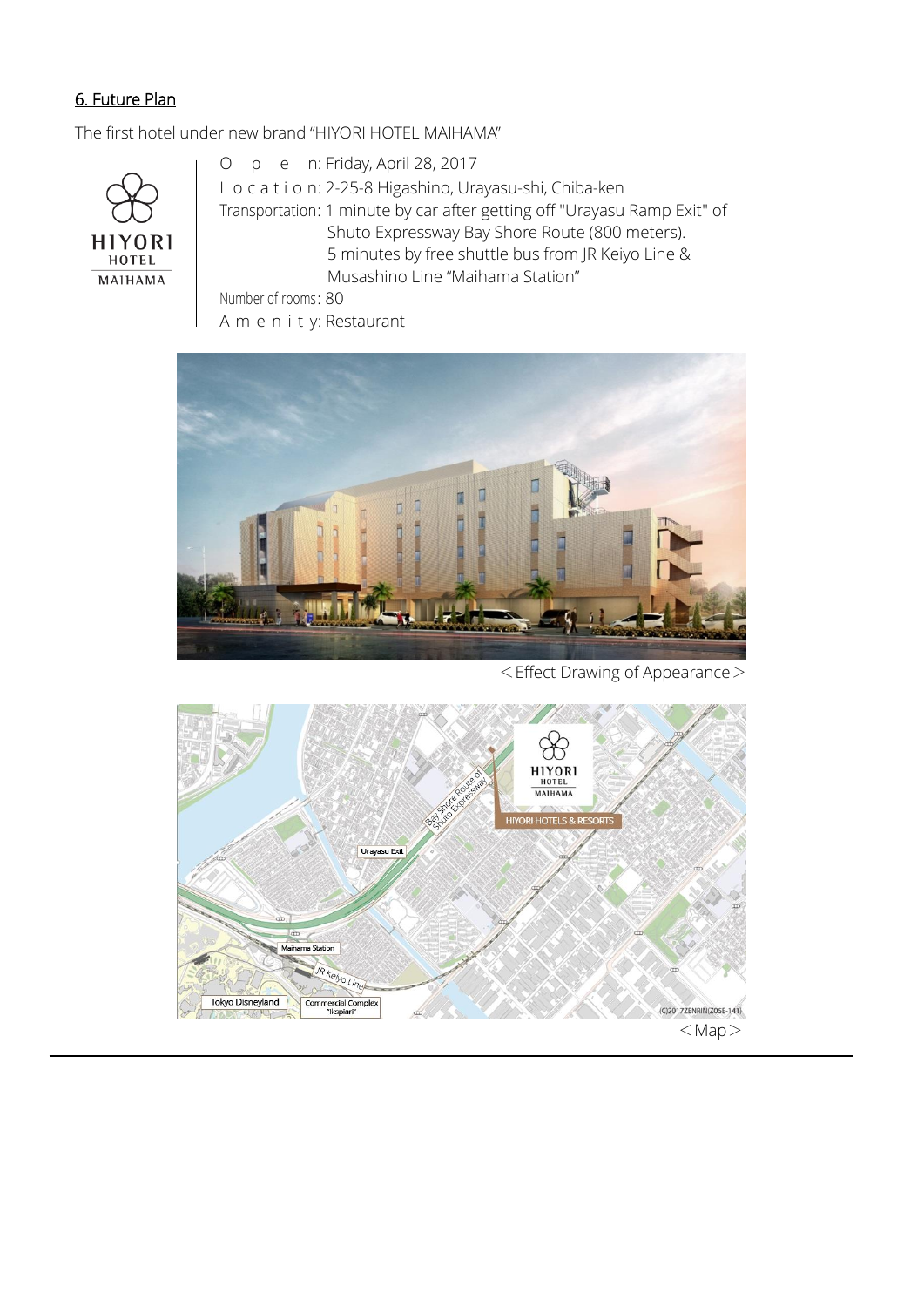## 6. Future Plan

The first hotel under new brand "HIYORI HOTEL MAIHAMA"

Open: Friday, April 28, 2017
Location: 2-25-8 Higashino, Urayasu-shi, Chiba-ken
Transportation: 1 minute by car after getting off "Urayasu Ramp Exit" of Shuto Expressway Bay Shore Route (800 meters).
5 minutes by free shuttle bus from JR Keiyo Line & Musashino Line "Maihama Station"
Number of rooms: 80
Amenity: Restaurant

<Effect Drawing of Appearance>

<Map>